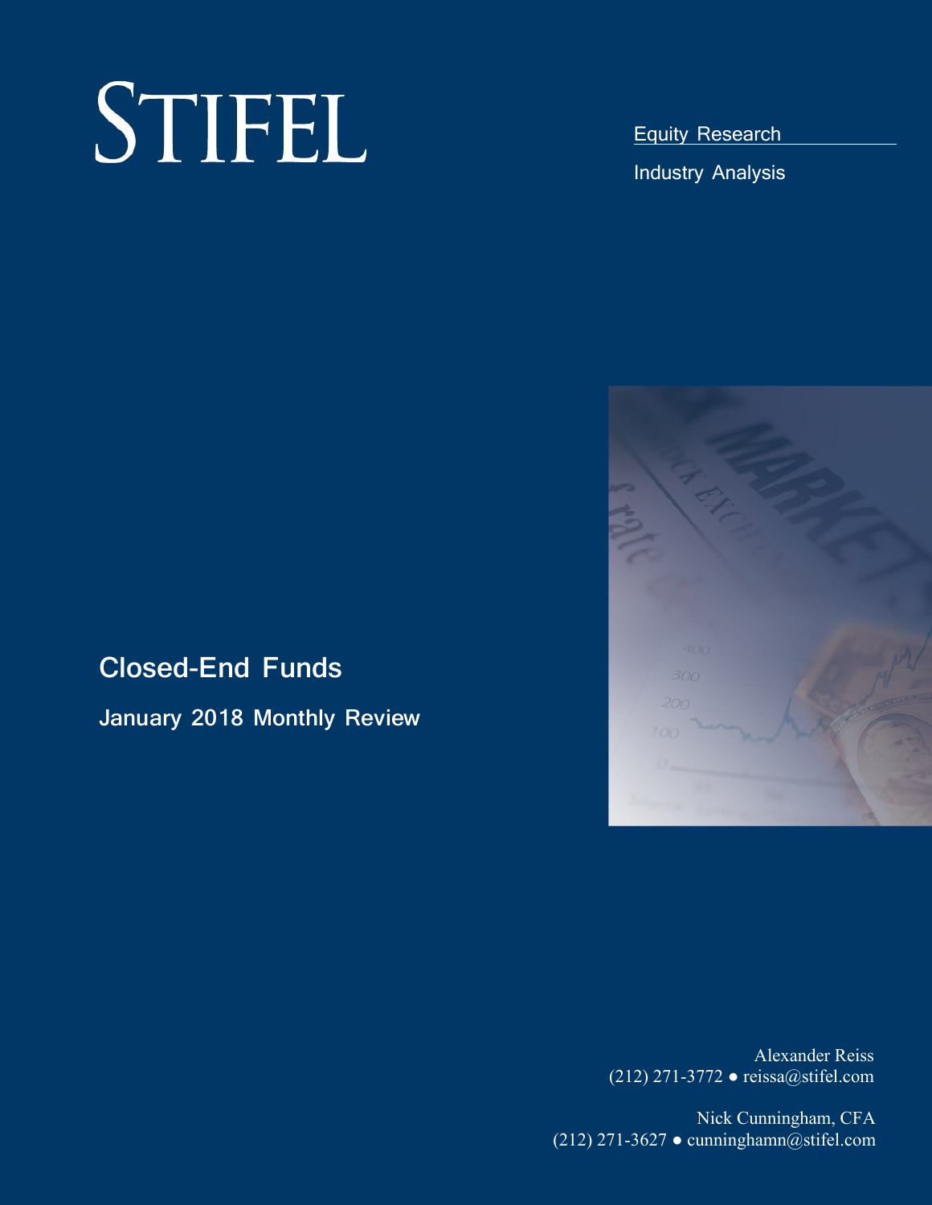# STIFEL

Equity Research

Industry Analysis

## Closed-End Funds

### January 2018 Monthly Review

Alexander Reiss
(212) 271-3772 ● reissa@stifel.com

Nick Cunningham, CFA
(212) 271-3627 ● cunninghamn@stifel.com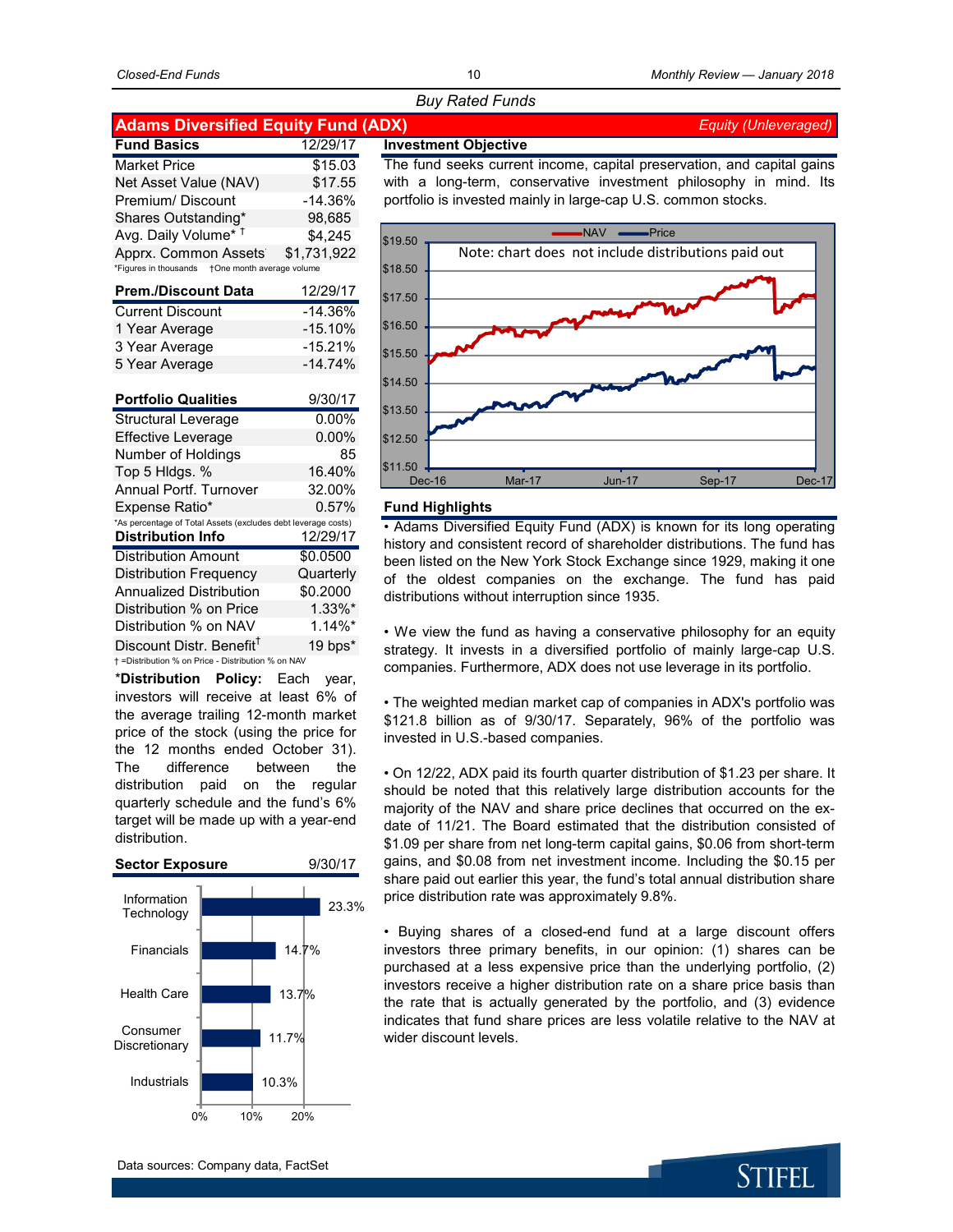*Buy Rated Funds*

## Adams Diversified Equity Fund (ADX)

*Equity (Unleveraged)*

| Fund Basics | 12/29/17 |
|---|---|
| Market Price | $15.03 |
| Net Asset Value (NAV) | $17.55 |
| Premium/ Discount | -14.36% |
| Shares Outstanding* | 98,685 |
| Avg. Daily Volume* † | $4,245 |
| Apprx. Common Assets | $1,731,922 |

*Figures in thousands †One month average volume

| Prem./Discount Data | 12/29/17 |
|---|---|
| Current Discount | -14.36% |
| 1 Year Average | -15.10% |
| 3 Year Average | -15.21% |
| 5 Year Average | -14.74% |

| Portfolio Qualities | 9/30/17 |
|---|---|
| Structural Leverage | 0.00% |
| Effective Leverage | 0.00% |
| Number of Holdings | 85 |
| Top 5 Hldgs. % | 16.40% |
| Annual Portf. Turnover | 32.00% |
| Expense Ratio* | 0.57% |

*As percentage of Total Assets (excludes debt leverage costs)

| Distribution Info | 12/29/17 |
|---|---|
| Distribution Amount | $0.0500 |
| Distribution Frequency | Quarterly |
| Annualized Distribution | $0.2000 |
| Distribution % on Price | 1.33%* |
| Distribution % on NAV | 1.14%* |
| Discount Distr. Benefit† | 19 bps* |

† =Distribution % on Price - Distribution % on NAV

***Distribution Policy:** Each year, investors will receive at least 6% of the average trailing 12-month market price of the stock (using the price for the 12 months ended October 31). The difference between the distribution paid on the regular quarterly schedule and the fund's 6% target will be made up with a year-end distribution.

**Sector Exposure** 9/30/17

Information Technology 23.3%
Financials 14.7%
Health Care 13.7%
Consumer Discretionary 11.7%
Industrials 10.3%
0% 10% 20%

### Investment Objective

The fund seeks current income, capital preservation, and capital gains with a long-term, conservative investment philosophy in mind. Its portfolio is invested mainly in large-cap U.S. common stocks.

NAV Price
Note: chart does not include distributions paid out
$19.50 $18.50 $17.50 $16.50 $15.50 $14.50 $13.50 $12.50 $11.50
Dec-16 Mar-17 Jun-17 Sep-17 Dec-17

### Fund Highlights

• Adams Diversified Equity Fund (ADX) is known for its long operating history and consistent record of shareholder distributions. The fund has been listed on the New York Stock Exchange since 1929, making it one of the oldest companies on the exchange. The fund has paid distributions without interruption since 1935.

• We view the fund as having a conservative philosophy for an equity strategy. It invests in a diversified portfolio of mainly large-cap U.S. companies. Furthermore, ADX does not use leverage in its portfolio.

• The weighted median market cap of companies in ADX's portfolio was $121.8 billion as of 9/30/17. Separately, 96% of the portfolio was invested in U.S.-based companies.

• On 12/22, ADX paid its fourth quarter distribution of $1.23 per share. It should be noted that this relatively large distribution accounts for the majority of the NAV and share price declines that occurred on the ex-date of 11/21. The Board estimated that the distribution consisted of $1.09 per share from net long-term capital gains, $0.06 from short-term gains, and $0.08 from net investment income. Including the $0.15 per share paid out earlier this year, the fund's total annual distribution share price distribution rate was approximately 9.8%.

• Buying shares of a closed-end fund at a large discount offers investors three primary benefits, in our opinion: (1) shares can be purchased at a less expensive price than the underlying portfolio, (2) investors receive a higher distribution rate on a share price basis than the rate that is actually generated by the portfolio, and (3) evidence indicates that fund share prices are less volatile relative to the NAV at wider discount levels.

Data sources: Company data, FactSet